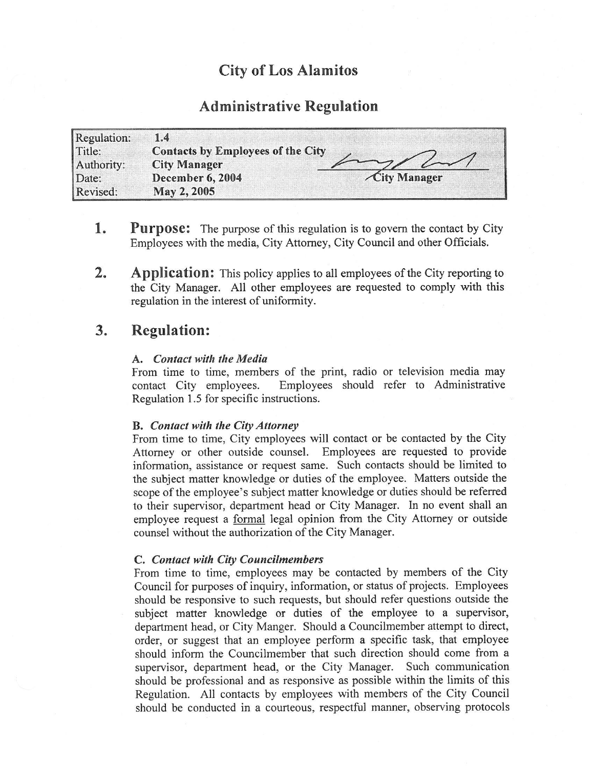# City of Los Alamitos

## Administrative Regulation

| Regulation: | 1.4 |
| --- | --- |
| Title: | **Contacts by Employees of the City** |
| Authority: | **City Manager** |
| Date: | **December 6, 2004** |
| Revised: | **May 2, 2005** |

City Manager

1. **Purpose:** The purpose of this regulation is to govern the contact by City Employees with the media, City Attorney, City Council and other Officials.

2. **Application:** This policy applies to all employees of the City reporting to the City Manager. All other employees are requested to comply with this regulation in the interest of uniformity.

3. **Regulation:**

**A. *Contact with the Media***
From time to time, members of the print, radio or television media may contact City employees. Employees should refer to Administrative Regulation 1.5 for specific instructions.

**B. *Contact with the City Attorney***
From time to time, City employees will contact or be contacted by the City Attorney or other outside counsel. Employees are requested to provide information, assistance or request same. Such contacts should be limited to the subject matter knowledge or duties of the employee. Matters outside the scope of the employee's subject matter knowledge or duties should be referred to their supervisor, department head or City Manager. In no event shall an employee request a <u>formal</u> legal opinion from the City Attorney or outside counsel without the authorization of the City Manager.

**C. *Contact with City Councilmembers***
From time to time, employees may be contacted by members of the City Council for purposes of inquiry, information, or status of projects. Employees should be responsive to such requests, but should refer questions outside the subject matter knowledge or duties of the employee to a supervisor, department head, or City Manger. Should a Councilmember attempt to direct, order, or suggest that an employee perform a specific task, that employee should inform the Councilmember that such direction should come from a supervisor, department head, or the City Manager. Such communication should be professional and as responsive as possible within the limits of this Regulation. All contacts by employees with members of the City Council should be conducted in a courteous, respectful manner, observing protocols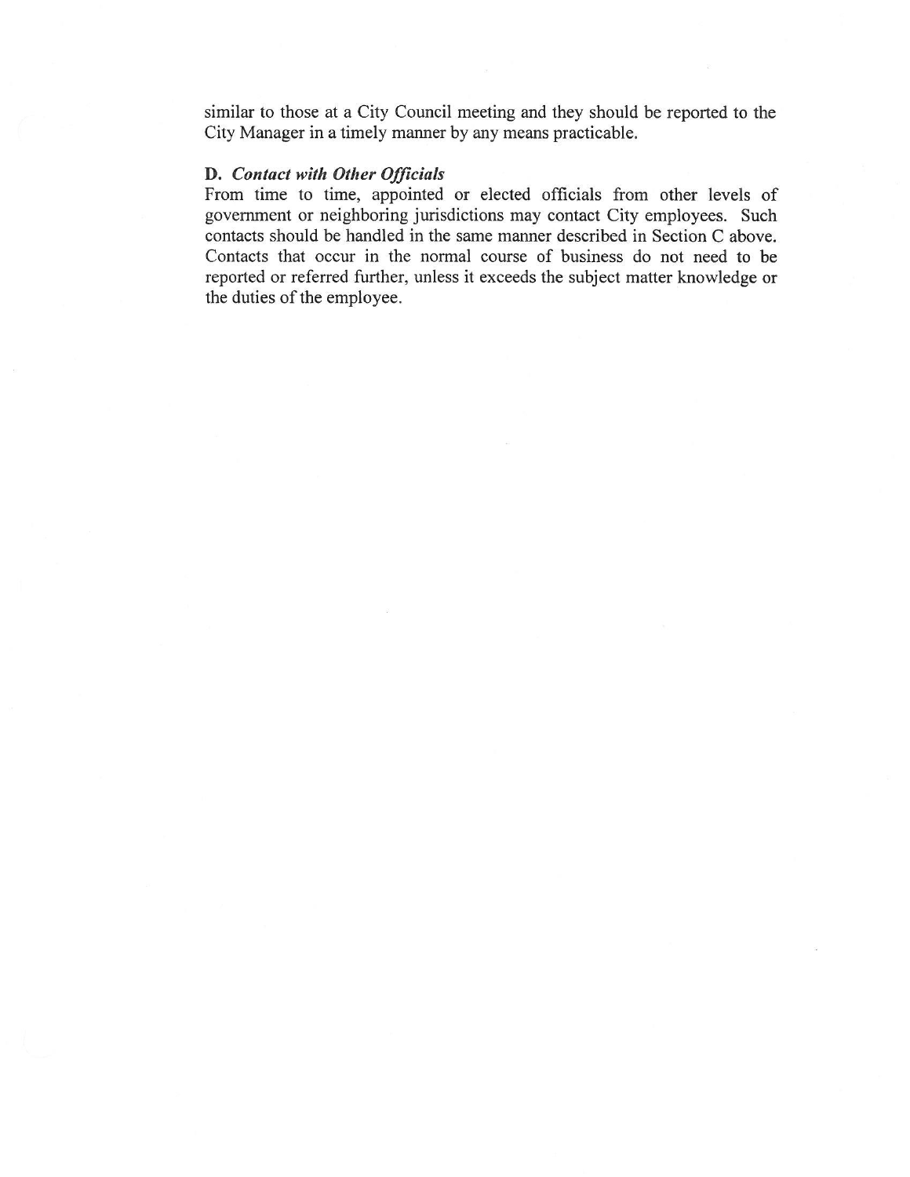similar to those at a City Council meeting and they should be reported to the City Manager in a timely manner by any means practicable.

**D. *Contact with Other Officials***

From time to time, appointed or elected officials from other levels of government or neighboring jurisdictions may contact City employees. Such contacts should be handled in the same manner described in Section C above. Contacts that occur in the normal course of business do not need to be reported or referred further, unless it exceeds the subject matter knowledge or the duties of the employee.